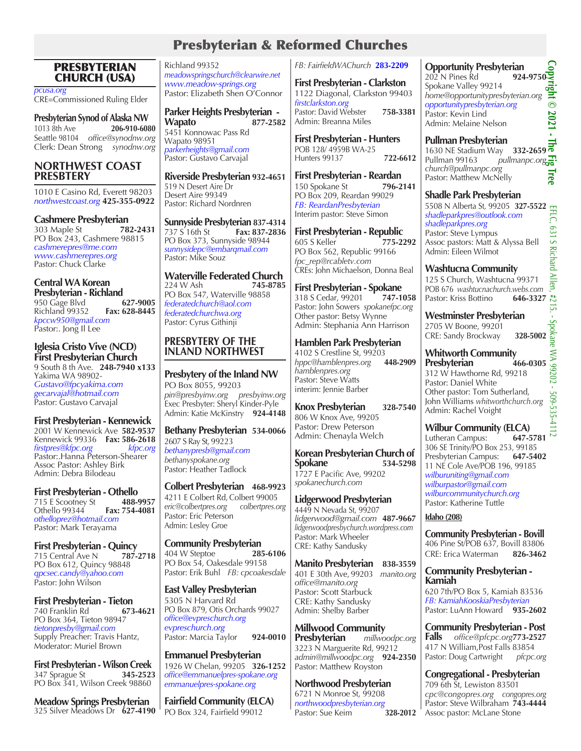# Presbyterian & Reformed Churches

## PRESBYTERIAN CHURCH (USA)

pcusa.org
CRE=Commissioned Ruling Elder

**Presbyterian Synod of Alaska NW**
1013 8th Ave **206-910-6080**
Seattle 98104 office@synodnw.org
Clerk: Dean Strong synodnw.org

## NORTHWEST COAST PRESBTERY

1010 E Casino Rd, Everett 98203
northwestcoast.org **425-355-0922**

**Cashmere Presbyterian**
303 Maple St **782-2431**
PO Box 243, Cashmere 98815
cashmerepres@me.com
www.cashmerepres.org
Pastor: Chuck Clarke

**Central WA Korean Presbyterian - Richland**
950 Gage Blvd **627-9005**
Richland 99352 **Fax: 628-8445**
kpccw950@gmail.com
Pastor:. Jong Il Lee

**Iglesia Cristo Vive (NCD) First Presbyterian Church**
9 South 8 th Ave. **248-7940 x133**
Yakima WA 98902-
Gustavo@fpcyakima.com
gecarvajal@hotmail.com
Pastor: Gustavo Carvajal

**First Presbyterian - Kennewick**
2001 W Kennewick Ave **582-9537**
Kennewick 99336 **Fax: 586-2618**
firstpres@kfpc.org kfpc.org
Pastor:.Hanna Peterson-Shearer
Assoc Pastor: Ashley Birk
Admin: Debra Bilodeau

**First Presbyterian - Othello**
715 E Scootney St **488-9957**
Othello 99344 **Fax: 754-4081**
othelloprez@hotmail.com
Pastor: Mark Terayama

**First Presbyterian - Quincy**
715 Central Ave N **787-2718**
PO Box 612, Quincy 98848
qpcsec.candy@yahoo.com
Pastor: John Wilson

**First Presbyterian - Tieton**
740 Franklin Rd **673-4621**
PO Box 364, Tieton 98947
tietonpresby@gmail.com
Supply Preacher: Travis Hantz,
Moderator: Muriel Brown

**First Presbyterian - Wilson Creek**
347 Sprague St **345-2523**
PO Box 341, Wilson Creek 98860

**Meadow Springs Presbyterian**
325 Silver Meadows Dr **627-4190**
Richland 99352
meadowspringschurch@clearwire.net
www.meadow-springs.org
Pastor: Elizabeth Shen O'Connor

**Parker Heights Presbyterian - Wapato** **877-2582**
5451 Konnowac Pass Rd
Wapato 98951
parkerheights@gmail.com
Pastor: Gustavo Carvajal

**Riverside Presbyterian** **932-4651**
519 N Desert Aire Dr
Desert Aire 99349
Pastor: Richard Nordnren

**Sunnyside Presbyterian** **837-4314**
737 S 16th St **Fax: 837-2836**
PO Box 373, Sunnyside 98944
sunnysidepc@embarqmail.com
Pastor: Mike Souz

**Waterville Federated Church**
224 W Ash **745-8785**
PO Box 547, Waterville 98858
federatedchurch@aol.com
federatedchurchwa.org
Pastor: Cyrus Githinji

## PRESBYTERY OF THE INLAND NORTHWEST

**Presbytery of the Inland NW**
PO Box 8055, 99203
pin@presbyinw.org presbyinw.org
Exec Presbyter: Sheryl Kinder-Pyle
Admin: Katie McKinstry **924-4148**

**Bethany Presbyterian** **534-0066**
2607 S Ray St, 99223
bethanypresb@gmail.com
bethanyspokane.org
Pastor: Heather Tadlock

**Colbert Presbyterian** **468-9923**
4211 E Colbert Rd, Colbert 99005
eric@colbertpres.org colbertpres.org
Pastor: Eric Peterson
Admin: Lesley Groe

**Community Presbyterian**
404 W Steptoe **285-6106**
PO Box 54, Oakesdale 99158
Pastor: Erik Buhl FB: cpcoakesdale

**East Valley Presbyterian**
5305 N Harvard Rd
PO Box 879, Otis Orchards 99027
office@evpreschurch.org
evpreschurch.org
Pastor: Marcia Taylor **924-0010**

**Emmanuel Presbyterian**
1926 W Chelan, 99205 **326-1252**
office@emmanuelpres-spokane.org
emmanuelpres-spokane.org

**Fairfield Community (ELCA)**
PO Box 324, Fairfield 99012
FB: FairfieldWAChurch **283-2209**

**First Presbyterian - Clarkston**
1122 Diagonal, Clarkston 99403
firstclarkston.org
Pastor: David Webster **758-3381**
Admin: Breanna Miles

**First Presbyterian - Hunters**
POB 128/ 4959B WA-25
Hunters 99137 **722-6612**

**First Presbyterian - Reardan**
150 Spokane St **796-2141**
PO Box 209, Reardan 99029
FB: ReardanPresbyterian
Interim pastor: Steve Simon

**First Presbyterian - Republic**
605 S Keller **775-2292**
PO Box 562, Republic 99166
fpc_rep@rcabletv.com
CREs: John Michaelson, Donna Beal

**First Presbyterian - Spokane**
318 S Cedar, 99201 **747-1058**
Pastor: John Sowers spokanefpc.org
Other pastor: Betsy Wynne
Admin: Stephania Ann Harrison

**Hamblen Park Presbyterian**
4102 S Crestline St, 99203
hppc@hamblenpres.org **448-2909**
hamblenpres.org
Pastor: Steve Watts
interim: Jennie Barber

**Knox Presbyterian** **328-7540**
806 W Knox Ave, 99205
Pastor: Drew Peterson
Admin: Chenayla Welch

**Korean Presbyterian Church of Spokane** **534-5298**
1727 E Pacific Ave, 99202
spokanechurch.com

**Lidgerwood Presbyterian**
4449 N Nevada St, 99207
lidgerwood@gmail.com **487-9667**
lidgerwoodpresbychurch.wordpress.com
Pastor: Mark Wheeler
CRE: Kathy Sandusky

**Manito Presbyterian** **838-3559**
401 E 30th Ave, 99203 manito.org
office@manito.org
Pastor: Scott Starbuck
CRE: Kathy Sandusky
Admin: Shelby Barber

**Millwood Community Presbyterian** millwoodpc.org
3223 N Marguerite Rd, 99212
admin@millwoodpc.org **924-2350**
Pastor: Matthew Royston

**Northwood Presbyterian**
6721 N Monroe St, 99208
northwoodpresbyterian.org
Pastor: Sue Keim **328-2012**

**Opportunity Presbyterian**
202 N Pines Rd **924-9750**
Spokane Valley 99214
home@opportunitypresbyterian.org
opportunitypresbyterian.org
Pastor: Kevin Lind
Admin: Melaine Nelson

**Pullman Presbyterian**
1630 NE Stadium Way **332-2659**
Pullman 99163 pullmanpc.org
church@pullmanpc.org
Pastor: Matthew McNelly

**Shadle Park Presbyterian**
5508 N Alberta St, 99205 **327-5522**
shadleparkpres@outlook.com
shadleparkpres.org
Pastor: Steve Lympus
Assoc pastors: Matt & Alyssa Bell
Admin: Eileen Wilmot

**Washtucna Community**
125 S Church, Washtucna 99371
POB 676 washtucnachurch.webs.com
Pastor: Kriss Bottino **646-3327**

**Westminster Presbyterian**
2705 W Boone, 99201
CRE: Sandy Brockway **328-5002**

**Whitworth Community Presbyterian** **466-0305**
312 W Hawthorne Rd, 99218
Pastor: Daniel White
Other pastor: Tom Sutherland,
John Williams whitworthchurch.org
Admin: Rachel Voight

**Wilbur Community (ELCA)**
Lutheran Campus: **647-5781**
306 SE Trinity/PO Box 253, 99185
Presbyterian Campus: **647-5402**
11 NE Cole Ave/POB 196, 99185
wilburuniting@gmail.com
wilburpastor@gmail.com
wilburcommunitychurch.org
Pastor: Katherine Tuttle

**Idaho (208)**

**Community Presbyterian - Bovill**
406 Pine St/POB 637, Bovill 83806
CRE: Erica Waterman **826-3462**

**Community Presbyterian - Kamiah**
620 7th/PO Box 5, Kamiah 83536
FB: KamiahKooskiaPresbyterian
Pastor: LuAnn Howard **935-2602**

**Community Presbyterian - Post Falls** office@pfcpc.org **773-2527**
417 N William,Post Falls 83854
Pastor: Doug Cartwright pfcpc.org

**Congregational - Presbyterian**
709 6th St, Lewiston 83501
cpc@congopres.org congopres.org
Pastor: Steve Wilbraham **743-4444**
Assoc pastor: McLane Stone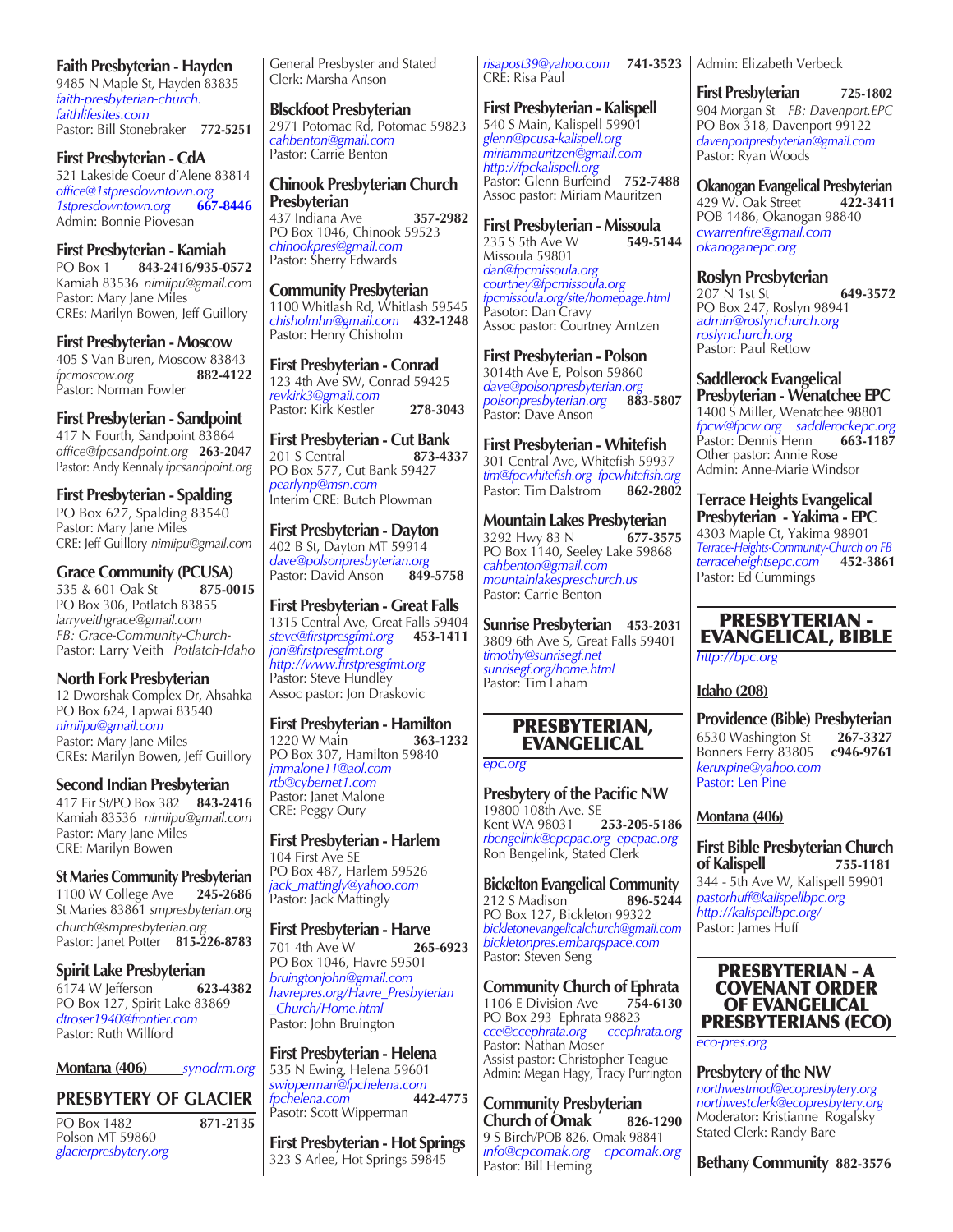**Faith Presbyterian - Hayden**
9485 N Maple St, Hayden 83835
*faith-presbyterian-church.*
*faithlifesites.com*
Pastor: Bill Stonebraker **772-5251**

**First Presbyterian - CdA**
521 Lakeside Coeur d'Alene 83814
*office@1stpresdowntown.org*
*1stpresdowntown.org* **667-8446**
Admin: Bonnie Piovesan

**First Presbyterian - Kamiah**
PO Box 1 **843-2416/935-0572**
Kamiah 83536 *nimiipu@gmail.com*
Pastor: Mary Jane Miles
CREs: Marilyn Bowen, Jeff Guillory

**First Presbyterian - Moscow**
405 S Van Buren, Moscow 83843
*fpcmoscow.org* **882-4122**
Pastor: Norman Fowler

**First Presbyterian - Sandpoint**
417 N Fourth, Sandpoint 83864
*office@fpcsandpoint.org* **263-2047**
Pastor: Andy Kennaly *fpcsandpoint.org*

**First Presbyterian - Spalding**
PO Box 627, Spalding 83540
Pastor: Mary Jane Miles
CRE: Jeff Guillory *nimiipu@gmail.com*

**Grace Community (PCUSA)**
535 & 601 Oak St **875-0015**
PO Box 306, Potlatch 83855
*larryveithgrace@gmail.com*
*FB: Grace-Community-Church-*
Pastor: Larry Veith *Potlatch-Idaho*

**North Fork Presbyterian**
12 Dworshak Complex Dr, Ahsahka
PO Box 624, Lapwai 83540
*nimiipu@gmail.com*
Pastor: Mary Jane Miles
CREs: Marilyn Bowen, Jeff Guillory

**Second Indian Presbyterian**
417 Fir St/PO Box 382 **843-2416**
Kamiah 83536 *nimiipu@gmail.com*
Pastor: Mary Jane Miles
CRE: Marilyn Bowen

**St Maries Community Presbyterian**
1100 W College Ave **245-2686**
St Maries 83861 *smpresbyterian.org*
*church@smpresbyterian.org*
Pastor: Janet Potter **815-226-8783**

**Spirit Lake Presbyterian**
6174 W Jefferson **623-4382**
PO Box 127, Spirit Lake 83869
*dtroser1940@frontier.com*
Pastor: Ruth Willford

**Montana (406)** *synodrm.org*

## PRESBYTERY OF GLACIER

PO Box 1482 **871-2135**
Polson MT 59860
*glacierpresbytery.org*

General Presbyster and Stated Clerk: Marsha Anson

**Blsckfoot Presbyterian**
2971 Potomac Rd, Potomac 59823
*cahbenton@gmail.com*
Pastor: Carrie Benton

**Chinook Presbyterian Church Presbyterian**
437 Indiana Ave **357-2982**
PO Box 1046, Chinook 59523
*chinookpres@gmail.com*
Pastor: Sherry Edwards

**Community Presbyterian**
1100 Whitlash Rd, Whitlash 59545
*chisholmhn@gmail.com* **432-1248**
Pastor: Henry Chisholm

**First Presbyterian - Conrad**
123 4th Ave SW, Conrad 59425
*revkirk3@gmail.com*
Pastor: Kirk Kestler **278-3043**

**First Presbyterian - Cut Bank**
201 S Central **873-4337**
PO Box 577, Cut Bank 59427
*pearlynp@msn.com*
Interim CRE: Butch Plowman

**First Presbyterian - Dayton**
402 B St, Dayton MT 59914
*dave@polsonpresbyterian.org*
Pastor: David Anson **849-5758**

**First Presbyterian - Great Falls**
1315 Central Ave, Great Falls 59404
*steve@firstpresgfmt.org* **453-1411**
*jon@firstpresgfmt.org*
*http://www.firstpresgfmt.org*
Pastor: Steve Hundley
Assoc pastor: Jon Draskovic

**First Presbyterian - Hamilton**
1220 W Main **363-1232**
PO Box 307, Hamilton 59840
*jmmalone11@aol.com*
*rtb@cybernet1.com*
Pastor: Janet Malone
CRE: Peggy Oury

**First Presbyterian - Harlem**
104 First Ave SE
PO Box 487, Harlem 59526
*jack_mattingly@yahoo.com*
Pastor: Jack Mattingly

**First Presbyterian - Harve**
701 4th Ave W **265-6923**
PO Box 1046, Havre 59501
*bruingtonjohn@gmail.com*
*havrepres.org/Havre_Presbyterian_Church/Home.html*
Pastor: John Bruington

**First Presbyterian - Helena**
535 N Ewing, Helena 59601
*swipperman@fpchelena.com*
*fpchelena.com* **442-4775**
Pasotr: Scott Wipperman

**First Presbyterian - Hot Springs**
323 S Arlee, Hot Springs 59845
*risapost39@yahoo.com* **741-3523**
CRE: Risa Paul

**First Presbyterian - Kalispell**
540 S Main, Kalispell 59901
*glenn@pcusa-kalispell.org*
*miriammauritzen@gmail.com*
*http://fpckalispell.org*
Pastor: Glenn Burfeind **752-7488**
Assoc pastor: Miriam Mauritzen

**First Presbyterian - Missoula**
235 S 5th Ave W **549-5144**
Missoula 59801
*dan@fpcmissoula.org*
*courtney@fpcmissoula.org*
*fpcmissoula.org/site/homepage.html*
Pasotor: Dan Cravy
Assoc pastor: Courtney Arntzen

**First Presbyterian - Polson**
3014th Ave E, Polson 59860
*dave@polsonpresbyterian.org*
*polsonpresbyterian.org* **883-5807**
Pastor: Dave Anson

**First Presbyterian - Whitefish**
301 Central Ave, Whitefish 59937
*tim@fpcwhitefish.org* *fpcwhitefish.org*
Pastor: Tim Dalstrom **862-2802**

**Mountain Lakes Presbyterian**
3292 Hwy 83 N **677-3575**
PO Box 1140, Seeley Lake 59868
*cahbenton@gmail.com*
*mountainlakespresch urch.us*
Pastor: Carrie Benton

**Sunrise Presbyterian** **453-2031**
3809 6th Ave S, Great Falls 59401
*timothy@sunrisegf.net*
*sunrisegf.org/home.html*
Pastor: Tim Laham

## PRESBYTERIAN, EVANGELICAL

*epc.org*

**Presbytery of the Pacific NW**
19800 108th Ave. SE
Kent WA 98031 **253-205-5186**
*rbengelink@epcpac.org* *epcpac.org*
Ron Bengelink, Stated Clerk

**Bickelton Evangelical Community**
212 S Madison **896-5244**
PO Box 127, Bickleton 99322
*bickletonevangelicalchurch@gmail.com*
*bickletonpres.embarqspace.com*
Pastor: Steven Seng

**Community Church of Ephrata**
1106 E Division Ave **754-6130**
PO Box 293 Ephrata 98823
*cce@ccephrata.org* *ccephrata.org*
Pastor: Nathan Moser
Assist pastor: Christopher Teague
Admin: Megan Hagy, Tracy Purrington

**Community Presbyterian Church of Omak** **826-1290**
9 S Birch/POB 826, Omak 98841
*info@cpcomak.org* *cpcomak.org*
Pastor: Bill Heming
Admin: Elizabeth Verbeck

**First Presbyterian** **725-1802**
904 Morgan St *FB: Davenport.EPC*
PO Box 318, Davenport 99122
*davenportpresbyterian@gmail.com*
Pastor: Ryan Woods

**Okanogan Evangelical Presbyterian**
429 W. Oak Street **422-3411**
POB 1486, Okanogan 98840
*cwarrenfire@gmail.com*
*okanoganepc.org*

**Roslyn Presbyterian**
207 N 1st St **649-3572**
PO Box 247, Roslyn 98941
*admin@roslynchurch.org*
*roslynchurch.org*
Pastor: Paul Rettow

**Saddlerock Evangelical Presbyterian - Wenatchee EPC**
1400 S Miller, Wenatchee 98801
*fpcw@fpcw.org* *saddlerockepc.org*
Pastor: Dennis Henn **663-1187**
Other pastor: Annie Rose
Admin: Anne-Marie Windsor

**Terrace Heights Evangelical Presbyterian - Yakima - EPC**
4303 Maple Ct, Yakima 98901
*Terrace-Heights-Community-Church on FB*
*terraceheightsepc.com* **452-3861**
Pastor: Ed Cummings

## PRESBYTERIAN - EVANGELICAL, BIBLE

*http://bpc.org*

**Idaho (208)**

**Providence (Bible) Presbyterian**
6530 Washington St **267-3327**
Bonners Ferry 83805 **c946-9761**
*keruxpine@yahoo.com*
Pastor: Len Pine

**Montana (406)**

**First Bible Presbyterian Church of Kalispell** **755-1181**
344 - 5th Ave W, Kalispell 59901
*pastorhuff@kalispellbpc.org*
*http://kalispellbpc.org/*
Pastor: James Huff

## PRESBYTERIAN - A COVENANT ORDER OF EVANGELICAL PRESBYTERIANS (ECO)

*eco-pres.org*

**Presbytery of the NW**
*northwestmod@ecopresbytery.org*
*northwestclerk@ecopresbytery.org*
Moderator**:** Kristianne Rogalsky
Stated Clerk: Randy Bare

**Bethany Community** **882-3576**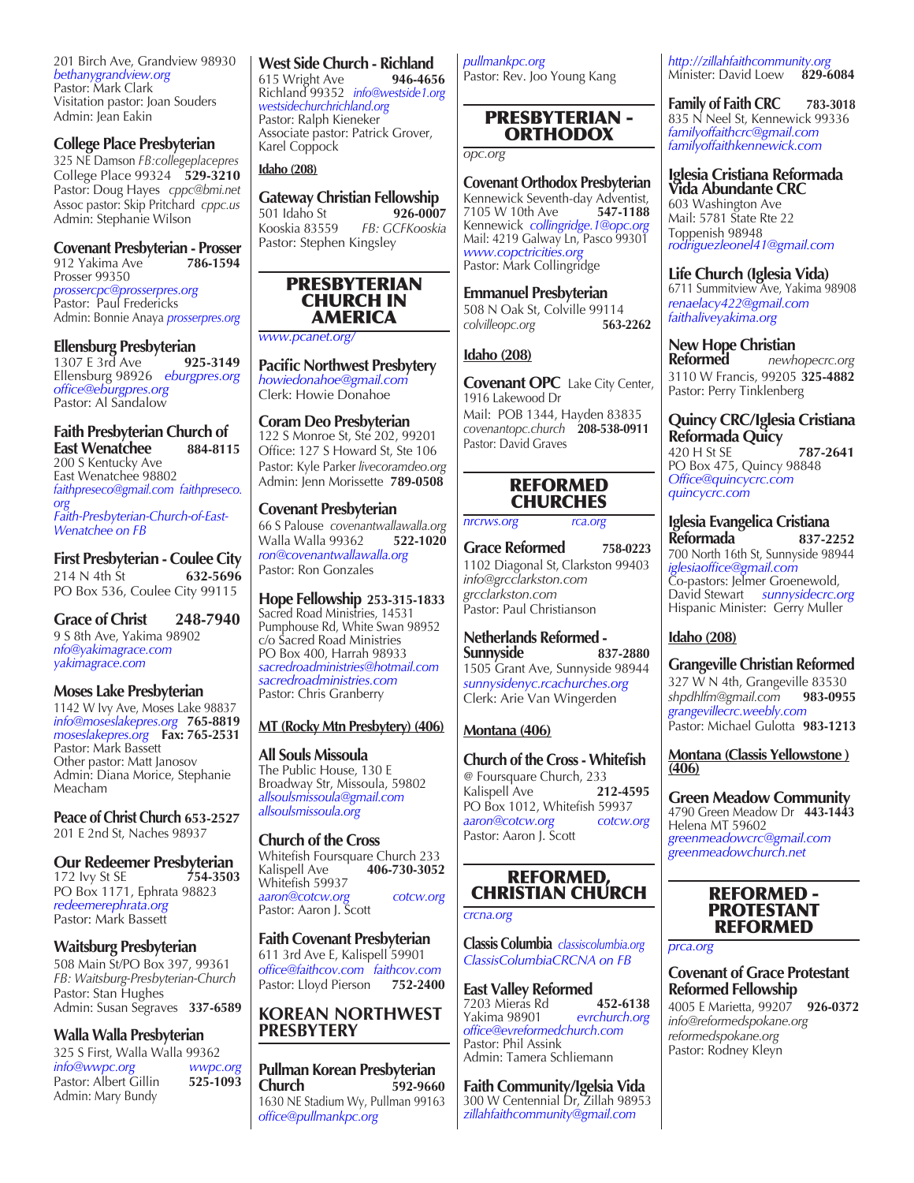201 Birch Ave, Grandview 98930
*bethanygrandview.org*
Pastor: Mark Clark
Visitation pastor: Joan Souders
Admin: Jean Eakin

**College Place Presbyterian**
325 NE Damson *FB:collegeplacepres*
College Place 99324 **529-3210**
Pastor: Doug Hayes *cppc@bmi.net*
Assoc pastor: Skip Pritchard *cppc.us*
Admin: Stephanie Wilson

**Covenant Presbyterian - Prosser**
912 Yakima Ave **786-1594**
Prosser 99350
*prossercpc@prosserpres.org*
Pastor: Paul Fredericks
Admin: Bonnie Anaya *prosserpres.org*

**Ellensburg Presbyterian**
1307 E 3rd Ave **925-3149**
Ellensburg 98926 *eburgpres.org*
*office@eburgpres.org*
Pastor: Al Sandalow

**Faith Presbyterian Church of East Wenatchee** **884-8115**
200 S Kentucky Ave
East Wenatchee 98802
*faithpreseco@gmail.com faithpreseco.org*
*Faith-Presbyterian-Church-of-East-Wenatchee on FB*

**First Presbyterian - Coulee City**
214 N 4th St **632-5696**
PO Box 536, Coulee City 99115

**Grace of Christ** **248-7940**
9 S 8th Ave, Yakima 98902
*nfo@yakimagrace.com*
*yakimagrace.com*

**Moses Lake Presbyterian**
1142 W Ivy Ave, Moses Lake 98837
*info@moseslakepres.org* **765-8819**
*moseslakepres.org* **Fax: 765-2531**
Pastor: Mark Bassett
Other pastor: Matt Janosov
Admin: Diana Morice, Stephanie Meacham

**Peace of Christ Church 653-2527**
201 E 2nd St, Naches 98937

**Our Redeemer Presbyterian**
172 Ivy St SE **754-3503**
PO Box 1171, Ephrata 98823
*redeemerephrata.org*
Pastor: Mark Bassett

**Waitsburg Presbyterian**
508 Main St/PO Box 397, 99361
*FB: Waitsburg-Presbyterian-Church*
Pastor: Stan Hughes
Admin: Susan Segraves **337-6589**

**Walla Walla Presbyterian**
325 S First, Walla Walla 99362
*info@wwpc.org* *wwpc.org*
Pastor: Albert Gillin **525-1093**
Admin: Mary Bundy

**West Side Church - Richland**
615 Wright Ave **946-4656**
Richland 99352 *info@westside1.org*
*westsidechurchrichland.org*
Pastor: Ralph Kieneker
Associate pastor: Patrick Grover, Karel Coppock

**Idaho (208)**

**Gateway Christian Fellowship**
501 Idaho St **926-0007**
Kooskia 83559 *FB: GCFKooskia*
Pastor: Stephen Kingsley

## PRESBYTERIAN CHURCH IN AMERICA

*www.pcanet.org/*

**Pacific Northwest Presbytery**
*howiedonahoe@gmail.com*
Clerk: Howie Donahoe

**Coram Deo Presbyterian**
122 S Monroe St, Ste 202, 99201
Office: 127 S Howard St, Ste 106
Pastor: Kyle Parker *livecoramdeo.org*
Admin: Jenn Morissette **789-0508**

**Covenant Presbyterian**
66 S Palouse *covenantwallawalla.org*
Walla Walla 99362 **522-1020**
*ron@covenantwallawalla.org*
Pastor: Ron Gonzales

**Hope Fellowship 253-315-1833**
Sacred Road Ministries, 14531 Pumphouse Rd, White Swan 98952
c/o Sacred Road Ministries
PO Box 400, Harrah 98933
*sacredroadministries@hotmail.com*
*sacredroadministries.com*
Pastor: Chris Granberry

**MT (Rocky Mtn Presbytery) (406)**

**All Souls Missoula**
The Public House, 130 E Broadway Str, Missoula, 59802
*allsoulsmissoula@gmail.com*
*allsoulsmissoula.org*

**Church of the Cross**
Whitefish Foursquare Church 233
Kalispell Ave **406-730-3052**
Whitefish 59937
*aaron@cotcw.org* *cotcw.org*
Pastor: Aaron J. Scott

**Faith Covenant Presbyterian**
611 3rd Ave E, Kalispell 59901
*office@faithcov.com faithcov.com*
Pastor: Lloyd Pierson **752-2400**

## KOREAN NORTHWEST PRESBYTERY

**Pullman Korean Presbyterian Church** **592-9660**
1630 NE Stadium Wy, Pullman 99163
*office@pullmankpc.org*
*pullmankpc.org*
Pastor: Rev. Joo Young Kang

## PRESBYTERIAN - ORTHODOX

*opc.org*

**Covenant Orthodox Presbyterian**
Kennewick Seventh-day Adventist,
7105 W 10th Ave **547-1188**
Kennewick *collingridge.1@opc.org*
Mail: 4219 Galway Ln, Pasco 99301
*www.copctricities.org*
Pastor: Mark Collingridge

**Emmanuel Presbyterian**
508 N Oak St, Colville 99114
*colvilleopc.org* **563-2262**

**Idaho (208)**

**Covenant OPC** Lake City Center, 1916 Lakewood Dr
Mail: POB 1344, Hayden 83835
*covenantopc.church* **208-538-0911**
Pastor: David Graves

## REFORMED CHURCHES

*nrcrws.org* *rca.org*

**Grace Reformed** **758-0223**
1102 Diagonal St, Clarkston 99403
*info@grcclarkston.com*
*grcclarkston.com*
Pastor: Paul Christianson

**Netherlands Reformed - Sunnyside** **837-2880**
1505 Grant Ave, Sunnyside 98944
*sunnysidenyc.rcachurches.org*
Clerk: Arie Van Wingerden

**Montana (406)**

**Church of the Cross - Whitefish**
@ Foursquare Church, 233
Kalispell Ave **212-4595**
PO Box 1012, Whitefish 59937
*aaron@cotcw.org* *cotcw.org*
Pastor: Aaron J. Scott

## REFORMED, CHRISTIAN CHURCH

*crcna.org*

**Classis Columbia** *classiscolumbia.org*
*ClassisColumbiaCRCNA on FB*

**East Valley Reformed**
7203 Mieras Rd **452-6138**
Yakima 98901 *evrchurch.org*
*office@evreformedchurch.com*
Pastor: Phil Assink
Admin: Tamera Schliemann

**Faith Community/Iglesia Vida**
300 W Centennial Dr, Zillah 98953
*zillahfaithcommunity@gmail.com*
*http://zillahfaithcommunity.org*
Minister: David Loew **829-6084**

**Family of Faith CRC** **783-3018**
835 N Neel St, Kennewick 99336
*familyoffaithcrc@gmail.com*
*familyoffaithkennewick.com*

**Iglesia Cristiana Reformada Vida Abundante CRC**
603 Washington Ave
Mail: 5781 State Rte 22
Toppenish 98948
*rodriguezleonel41@gmail.com*

**Life Church (Iglesia Vida)**
6711 Summitview Ave, Yakima 98908
*renaelacy422@gmail.com*
*faithaliveyakima.org*

**New Hope Christian Reformed** *newhopecrc.org*
3110 W Francis, 99205 **325-4882**
Pastor: Perry Tinklenberg

**Quincy CRC/Iglesia Cristiana Reformada Quicy**
420 H St SE **787-2641**
PO Box 475, Quincy 98848
*Office@quincycrc.com*
*quincycrc.com*

**Iglesia Evangelica Cristiana Reformada** **837-2252**
700 North 16th St, Sunnyside 98944
*iglesiaoffice@gmail.com*
Co-pastors: Jelmer Groenewold, David Stewart *sunnysidecrc.org*
Hispanic Minister: Gerry Muller

**Idaho (208)**

**Grangeville Christian Reformed**
327 W N 4th, Grangeville 83530
*shpdhlfm@gmail.com* **983-0955**
*grangevillecrc.weebly.com*
Pastor: Michael Gulotta **983-1213**

**Montana (Classis Yellowstone ) (406)**

**Green Meadow Community**
4790 Green Meadow Dr **443-1443**
Helena MT 59602
*greenmeadowcrc@gmail.com*
*greenmeadowchurch.net*

## REFORMED - PROTESTANT REFORMED

*prca.org*

**Covenant of Grace Protestant Reformed Fellowship**
4005 E Marietta, 99207 **926-0372**
*info@reformedspokane.org*
*reformedspokane.org*
Pastor: Rodney Kleyn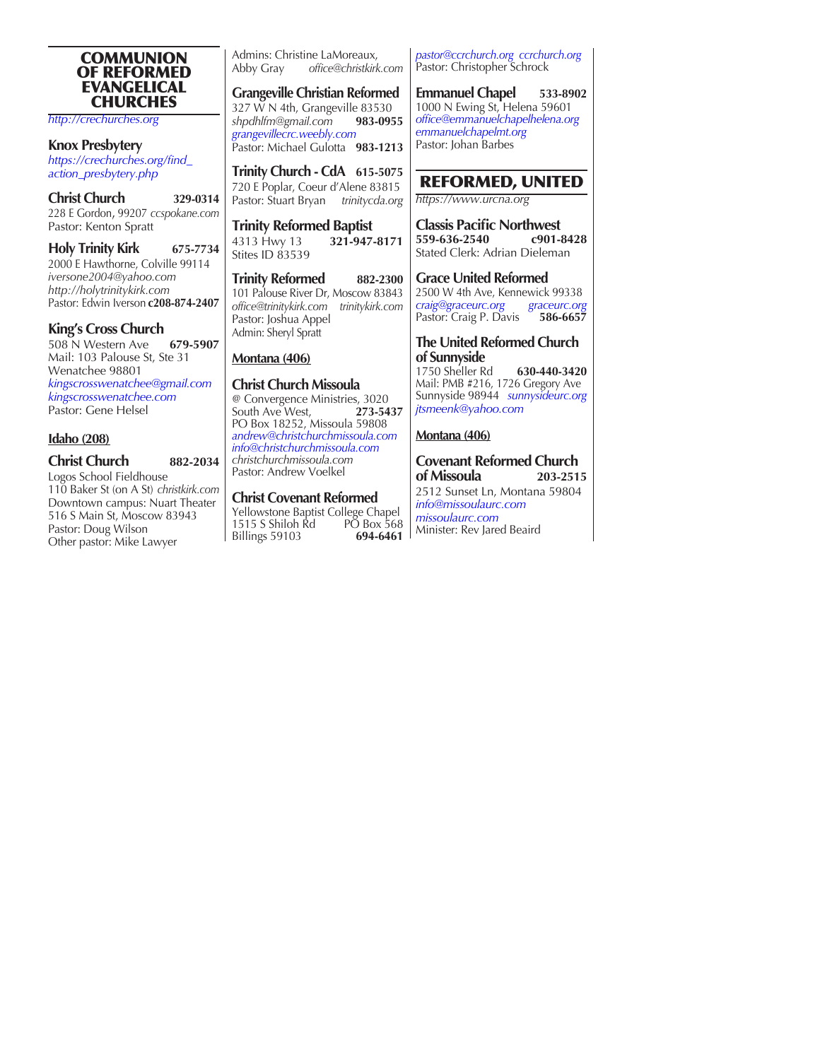## COMMUNION OF REFORMED EVANGELICAL CHURCHES

*http://crechurches.org*

**Knox Presbytery**
*https://crechurches.org/find_action_presbytery.php*

**Christ Church** **329-0314**
228 E Gordon, 99207 *ccspokane.com*
Pastor: Kenton Spratt

**Holy Trinity Kirk** **675-7734**
2000 E Hawthorne, Colville 99114
*iversone2004@yahoo.com*
*http://holytrinitykirk.com*
Pastor: Edwin Iverson **c208-874-2407**

**King's Cross Church**
508 N Western Ave **679-5907**
Mail: 103 Palouse St, Ste 31
Wenatchee 98801
*kingscrosswenatchee@gmail.com*
*kingscrosswenatchee.com*
Pastor: Gene Helsel

**Idaho (208)**

**Christ Church** **882-2034**
Logos School Fieldhouse
110 Baker St (on A St) *christkirk.com*
Downtown campus: Nuart Theater
516 S Main St, Moscow 83943
Pastor: Doug Wilson
Other pastor: Mike Lawyer
Admins: Christine LaMoreaux,
Abby Gray *office@christkirk.com*

**Grangeville Christian Reformed**
327 W N 4th, Grangeville 83530
*shpdhlfm@gmail.com* **983-0955**
*grangevillecrc.weebly.com*
Pastor: Michael Gulotta **983-1213**

**Trinity Church - CdA** **615-5075**
720 E Poplar, Coeur d'Alene 83815
Pastor: Stuart Bryan *trinitycda.org*

**Trinity Reformed Baptist**
4313 Hwy 13 **321-947-8171**
Stites ID 83539

**Trinity Reformed** **882-2300**
101 Palouse River Dr, Moscow 83843
*office@trinitykirk.com* *trinitykirk.com*
Pastor: Joshua Appel
Admin: Sheryl Spratt

**Montana (406)**

**Christ Church Missoula**
@ Convergence Ministries, 3020
South Ave West, **273-5437**
PO Box 18252, Missoula 59808
*andrew@christchurchmissoula.com*
*info@christchurchmissoula.com*
*christchurchmissoula.com*
Pastor: Andrew Voelkel

**Christ Covenant Reformed**
Yellowstone Baptist College Chapel
1515 S Shiloh Rd PO Box 568
Billings 59103 **694-6461**
*pastor@ccrchurch.org* *ccrchurch.org*
Pastor: Christopher Schrock

**Emmanuel Chapel** **533-8902**
1000 N Ewing St, Helena 59601
*office@emmanuelchapelhelena.org*
*emmanuelchapelmt.org*
Pastor: Johan Barbes

## REFORMED, UNITED

*https://www.urcna.org*

**Classis Pacific Northwest**
**559-636-2540** **c901-8428**
Stated Clerk: Adrian Dieleman

**Grace United Reformed**
2500 W 4th Ave, Kennewick 99338
*craig@graceurc.org* *graceurc.org*
Pastor: Craig P. Davis **586-6657**

**The United Reformed Church of Sunnyside**
1750 Sheller Rd **630-440-3420**
Mail: PMB #216, 1726 Gregory Ave
Sunnyside 98944 *sunnysideurc.org*
*jtsmeenk@yahoo.com*

**Montana (406)**

**Covenant Reformed Church of Missoula** **203-2515**
2512 Sunset Ln, Montana 59804
*info@missoulaurc.com*
*missoulaurc.com*
Minister: Rev Jared Beaird